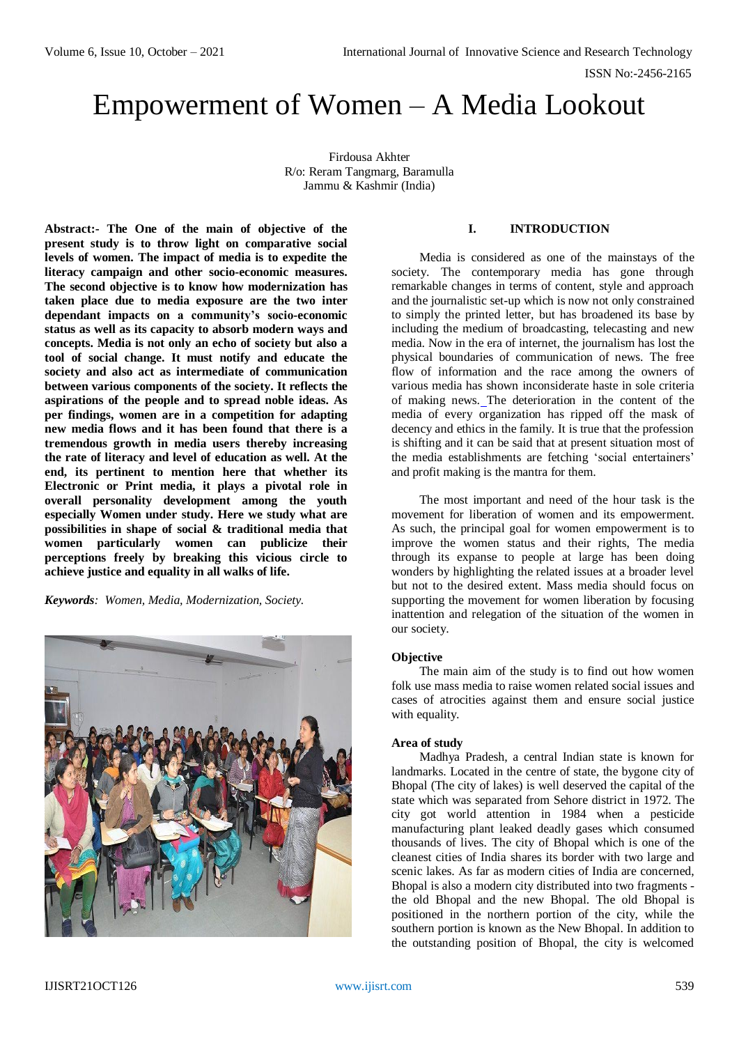# Empowerment of Women – A Media Lookout

Firdousa Akhter
R/o: Reram Tangmarg, Baramulla
Jammu & Kashmir (India)

**Abstract:- The One of the main of objective of the present study is to throw light on comparative social levels of women. The impact of media is to expedite the literacy campaign and other socio-economic measures. The second objective is to know how modernization has taken place due to media exposure are the two inter dependant impacts on a community's socio-economic status as well as its capacity to absorb modern ways and concepts. Media is not only an echo of society but also a tool of social change. It must notify and educate the society and also act as intermediate of communication between various components of the society. It reflects the aspirations of the people and to spread noble ideas. As per findings, women are in a competition for adapting new media flows and it has been found that there is a tremendous growth in media users thereby increasing the rate of literacy and level of education as well. At the end, its pertinent to mention here that whether its Electronic or Print media, it plays a pivotal role in overall personality development among the youth especially Women under study. Here we study what are possibilities in shape of social & traditional media that women particularly women can publicize their perceptions freely by breaking this vicious circle to achieve justice and equality in all walks of life.**

***Keywords**: Women, Media, Modernization, Society.*

## I. INTRODUCTION

Media is considered as one of the mainstays of the society. The contemporary media has gone through remarkable changes in terms of content, style and approach and the journalistic set-up which is now not only constrained to simply the printed letter, but has broadened its base by including the medium of broadcasting, telecasting and new media. Now in the era of internet, the journalism has lost the physical boundaries of communication of news. The free flow of information and the race among the owners of various media has shown inconsiderate haste in sole criteria of making news. The deterioration in the content of the media of every organization has ripped off the mask of decency and ethics in the family. It is true that the profession is shifting and it can be said that at present situation most of the media establishments are fetching 'social entertainers' and profit making is the mantra for them.

The most important and need of the hour task is the movement for liberation of women and its empowerment. As such, the principal goal for women empowerment is to improve the women status and their rights, The media through its expanse to people at large has been doing wonders by highlighting the related issues at a broader level but not to the desired extent. Mass media should focus on supporting the movement for women liberation by focusing inattention and relegation of the situation of the women in our society.

### Objective

The main aim of the study is to find out how women folk use mass media to raise women related social issues and cases of atrocities against them and ensure social justice with equality.

### Area of study

Madhya Pradesh, a central Indian state is known for landmarks. Located in the centre of state, the bygone city of Bhopal (The city of lakes) is well deserved the capital of the state which was separated from Sehore district in 1972. The city got world attention in 1984 when a pesticide manufacturing plant leaked deadly gases which consumed thousands of lives. The city of Bhopal which is one of the cleanest cities of India shares its border with two large and scenic lakes. As far as modern cities of India are concerned, Bhopal is also a modern city distributed into two fragments - the old Bhopal and the new Bhopal. The old Bhopal is positioned in the northern portion of the city, while the southern portion is known as the New Bhopal. In addition to the outstanding position of Bhopal, the city is welcomed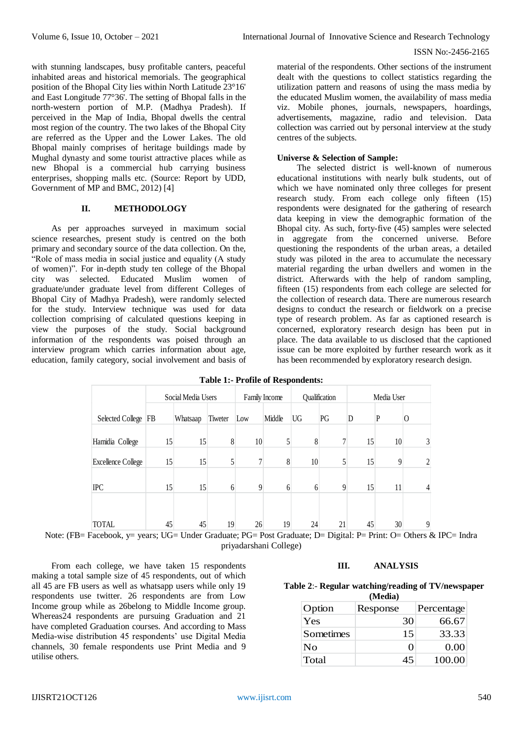with stunning landscapes, busy profitable canters, peaceful inhabited areas and historical memorials. The geographical position of the Bhopal City lies within North Latitude 23°16' and East Longitude 77°36'. The setting of Bhopal falls in the north-western portion of M.P. (Madhya Pradesh). If perceived in the Map of India, Bhopal dwells the central most region of the country. The two lakes of the Bhopal City are referred as the Upper and the Lower Lakes. The old Bhopal mainly comprises of heritage buildings made by Mughal dynasty and some tourist attractive places while as new Bhopal is a commercial hub carrying business enterprises, shopping malls etc. (Source: Report by UDD, Government of MP and BMC, 2012) [4]

## II. METHODOLOGY

As per approaches surveyed in maximum social science researches, present study is centred on the both primary and secondary source of the data collection. On the, "Role of mass media in social justice and equality (A study of women)". For in-depth study ten college of the Bhopal city was selected. Educated Muslim women of graduate/under graduate level from different Colleges of Bhopal City of Madhya Pradesh), were randomly selected for the study. Interview technique was used for data collection comprising of calculated questions keeping in view the purposes of the study. Social background information of the respondents was poised through an interview program which carries information about age, education, family category, social involvement and basis of material of the respondents. Other sections of the instrument dealt with the questions to collect statistics regarding the utilization pattern and reasons of using the mass media by the educated Muslim women, the availability of mass media viz. Mobile phones, journals, newspapers, hoardings, advertisements, magazine, radio and television. Data collection was carried out by personal interview at the study centres of the subjects.

**Universe & Selection of Sample:**

The selected district is well-known of numerous educational institutions with nearly bulk students, out of which we have nominated only three colleges for present research study. From each college only fifteen (15) respondents were designated for the gathering of research data keeping in view the demographic formation of the Bhopal city. As such, forty-five (45) samples were selected in aggregate from the concerned universe. Before questioning the respondents of the urban areas, a detailed study was piloted in the area to accumulate the necessary material regarding the urban dwellers and women in the district. Afterwards with the help of random sampling, fifteen (15) respondents from each college are selected for the collection of research data. There are numerous research designs to conduct the research or fieldwork on a precise type of research problem. As far as captioned research is concerned, exploratory research design has been put in place. The data available to us disclosed that the captioned issue can be more exploited by further research work as it has been recommended by exploratory research design.

**Table 1:- Profile of Respondents:**

| | Social Media Users | | | Family Income | | Qualification | | Media User | | |
|---|---|---|---|---|---|---|---|---|---|---|
| Selected College | FB | Whatsaap | Tiweter | Low | Middle | UG | PG | D | P | O |
| Hamidia College | 15 | 15 | 8 | 10 | 5 | 8 | 7 | 15 | 10 | 3 |
| Excellence College | 15 | 15 | 5 | 7 | 8 | 10 | 5 | 15 | 9 | 2 |
| IPC | 15 | 15 | 6 | 9 | 6 | 6 | 9 | 15 | 11 | 4 |
| TOTAL | 45 | 45 | 19 | 26 | 19 | 24 | 21 | 45 | 30 | 9 |

Note: (FB= Facebook, y= years; UG= Under Graduate; PG= Post Graduate; D= Digital: P= Print: O= Others & IPC= Indra priyadarshani College)

From each college, we have taken 15 respondents making a total sample size of 45 respondents, out of which all 45 are FB users as well as whatsapp users while only 19 respondents use twitter. 26 respondents are from Low Income group while as 26belong to Middle Income group. Whereas24 respondents are pursuing Graduation and 21 have completed Graduation courses. And according to Mass Media-wise distribution 45 respondents' use Digital Media channels, 30 female respondents use Print Media and 9 utilise others.

## III. ANALYSIS

**Table 2:- Regular watching/reading of TV/newspaper (Media)**

| Option | Response | Percentage |
|---|---|---|
| Yes | 30 | 66.67 |
| Sometimes | 15 | 33.33 |
| No | 0 | 0.00 |
| Total | 45 | 100.00 |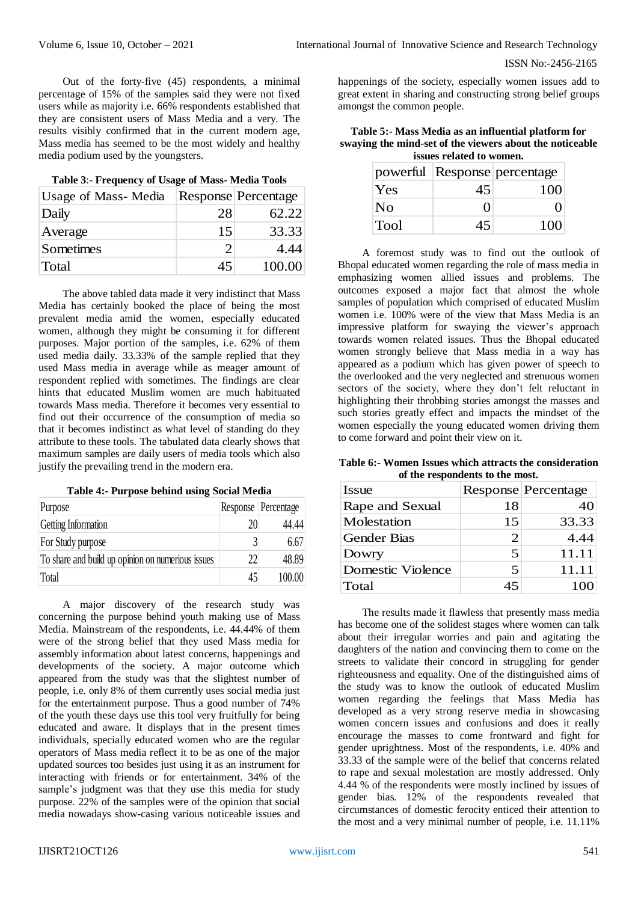Out of the forty-five (45) respondents, a minimal percentage of 15% of the samples said they were not fixed users while as majority i.e. 66% respondents established that they are consistent users of Mass Media and a very. The results visibly confirmed that in the current modern age, Mass media has seemed to be the most widely and healthy media podium used by the youngsters.

**Table 3:- Frequency of Usage of Mass- Media Tools**

| Usage of Mass- Media | Response | Percentage |
|---|---|---|
| Daily | 28 | 62.22 |
| Average | 15 | 33.33 |
| Sometimes | 2 | 4.44 |
| Total | 45 | 100.00 |

The above tabled data made it very indistinct that Mass Media has certainly booked the place of being the most prevalent media amid the women, especially educated women, although they might be consuming it for different purposes. Major portion of the samples, i.e. 62% of them used media daily. 33.33% of the sample replied that they used Mass media in average while as meager amount of respondent replied with sometimes. The findings are clear hints that educated Muslim women are much habituated towards Mass media. Therefore it becomes very essential to find out their occurrence of the consumption of media so that it becomes indistinct as what level of standing do they attribute to these tools. The tabulated data clearly shows that maximum samples are daily users of media tools which also justify the prevailing trend in the modern era.

**Table 4:- Purpose behind using Social Media**

| Purpose | Response | Percentage |
|---|---|---|
| Getting Information | 20 | 44.44 |
| For Study purpose | 3 | 6.67 |
| To share and build up opinion on numerious issues | 22 | 48.89 |
| Total | 45 | 100.00 |

A major discovery of the research study was concerning the purpose behind youth making use of Mass Media. Mainstream of the respondents, i.e. 44.44% of them were of the strong belief that they used Mass media for assembly information about latest concerns, happenings and developments of the society. A major outcome which appeared from the study was that the slightest number of people, i.e. only 8% of them currently uses social media just for the entertainment purpose. Thus a good number of 74% of the youth these days use this tool very fruitfully for being educated and aware. It displays that in the present times individuals, specially educated women who are the regular operators of Mass media reflect it to be as one of the major updated sources too besides just using it as an instrument for interacting with friends or for entertainment. 34% of the sample's judgment was that they use this media for study purpose. 22% of the samples were of the opinion that social media nowadays show-casing various noticeable issues and happenings of the society, especially women issues add to great extent in sharing and constructing strong belief groups amongst the common people.

**Table 5:- Mass Media as an influential platform for swaying the mind-set of the viewers about the noticeable issues related to women.**

| powerful | Response | percentage |
|---|---|---|
| Yes | 45 | 100 |
| No | 0 | 0 |
| Tool | 45 | 100 |

A foremost study was to find out the outlook of Bhopal educated women regarding the role of mass media in emphasizing women allied issues and problems. The outcomes exposed a major fact that almost the whole samples of population which comprised of educated Muslim women i.e. 100% were of the view that Mass Media is an impressive platform for swaying the viewer's approach towards women related issues. Thus the Bhopal educated women strongly believe that Mass media in a way has appeared as a podium which has given power of speech to the overlooked and the very neglected and strenuous women sectors of the society, where they don't felt reluctant in highlighting their throbbing stories amongst the masses and such stories greatly effect and impacts the mindset of the women especially the young educated women driving them to come forward and point their view on it.

**Table 6:- Women Issues which attracts the consideration of the respondents to the most.**

| Issue | Response | Percentage |
|---|---|---|
| Rape and Sexual | 18 | 40 |
| Molestation | 15 | 33.33 |
| Gender Bias | 2 | 4.44 |
| Dowry | 5 | 11.11 |
| Domestic Violence | 5 | 11.11 |
| Total | 45 | 100 |

The results made it flawless that presently mass media has become one of the solidest stages where women can talk about their irregular worries and pain and agitating the daughters of the nation and convincing them to come on the streets to validate their concord in struggling for gender righteousness and equality. One of the distinguished aims of the study was to know the outlook of educated Muslim women regarding the feelings that Mass Media has developed as a very strong reserve media in showcasing women concern issues and confusions and does it really encourage the masses to come frontward and fight for gender uprightness. Most of the respondents, i.e. 40% and 33.33 of the sample were of the belief that concerns related to rape and sexual molestation are mostly addressed. Only 4.44 % of the respondents were mostly inclined by issues of gender bias. 12% of the respondents revealed that circumstances of domestic ferocity enticed their attention to the most and a very minimal number of people, i.e. 11.11%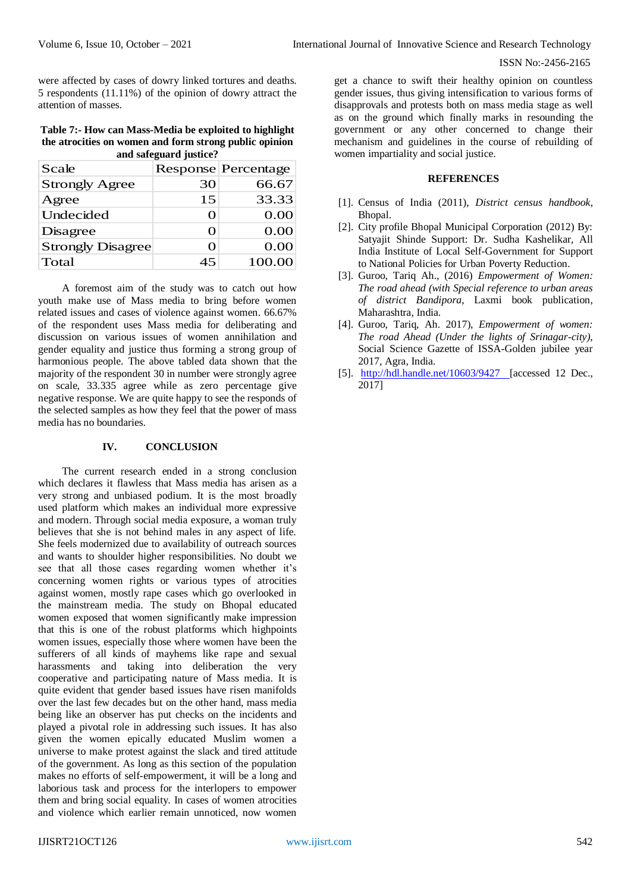were affected by cases of dowry linked tortures and deaths. 5 respondents (11.11%) of the opinion of dowry attract the attention of masses.

**Table 7:- How can Mass-Media be exploited to highlight the atrocities on women and form strong public opinion and safeguard justice?**

| Scale | Response | Percentage |
|---|---|---|
| Strongly Agree | 30 | 66.67 |
| Agree | 15 | 33.33 |
| Undecided | 0 | 0.00 |
| Disagree | 0 | 0.00 |
| Strongly Disagree | 0 | 0.00 |
| Total | 45 | 100.00 |

A foremost aim of the study was to catch out how youth make use of Mass media to bring before women related issues and cases of violence against women. 66.67% of the respondent uses Mass media for deliberating and discussion on various issues of women annihilation and gender equality and justice thus forming a strong group of harmonious people. The above tabled data shown that the majority of the respondent 30 in number were strongly agree on scale, 33.335 agree while as zero percentage give negative response. We are quite happy to see the responds of the selected samples as how they feel that the power of mass media has no boundaries.

## IV. CONCLUSION

The current research ended in a strong conclusion which declares it flawless that Mass media has arisen as a very strong and unbiased podium. It is the most broadly used platform which makes an individual more expressive and modern. Through social media exposure, a woman truly believes that she is not behind males in any aspect of life. She feels modernized due to availability of outreach sources and wants to shoulder higher responsibilities. No doubt we see that all those cases regarding women whether it's concerning women rights or various types of atrocities against women, mostly rape cases which go overlooked in the mainstream media. The study on Bhopal educated women exposed that women significantly make impression that this is one of the robust platforms which highpoints women issues, especially those where women have been the sufferers of all kinds of mayhems like rape and sexual harassments and taking into deliberation the very cooperative and participating nature of Mass media. It is quite evident that gender based issues have risen manifolds over the last few decades but on the other hand, mass media being like an observer has put checks on the incidents and played a pivotal role in addressing such issues. It has also given the women epically educated Muslim women a universe to make protest against the slack and tired attitude of the government. As long as this section of the population makes no efforts of self-empowerment, it will be a long and laborious task and process for the interlopers to empower them and bring social equality. In cases of women atrocities and violence which earlier remain unnoticed, now women get a chance to swift their healthy opinion on countless gender issues, thus giving intensification to various forms of disapprovals and protests both on mass media stage as well as on the ground which finally marks in resounding the government or any other concerned to change their mechanism and guidelines in the course of rebuilding of women impartiality and social justice.

## REFERENCES

[1]. Census of India (2011), *District census handbook*, Bhopal.

[2]. City profile Bhopal Municipal Corporation (2012) By: Satyajit Shinde Support: Dr. Sudha Kashelikar, All India Institute of Local Self-Government for Support to National Policies for Urban Poverty Reduction.

[3]. Guroo, Tariq Ah., (2016) *Empowerment of Women: The road ahead (with Special reference to urban areas of district Bandipora*, Laxmi book publication, Maharashtra, India.

[4]. Guroo, Tariq, Ah. 2017), *Empowerment of women: The road Ahead (Under the lights of Srinagar-city)*, Social Science Gazette of ISSA-Golden jubilee year 2017, Agra, India.

[5]. http://hdl.handle.net/10603/9427 [accessed 12 Dec., 2017]